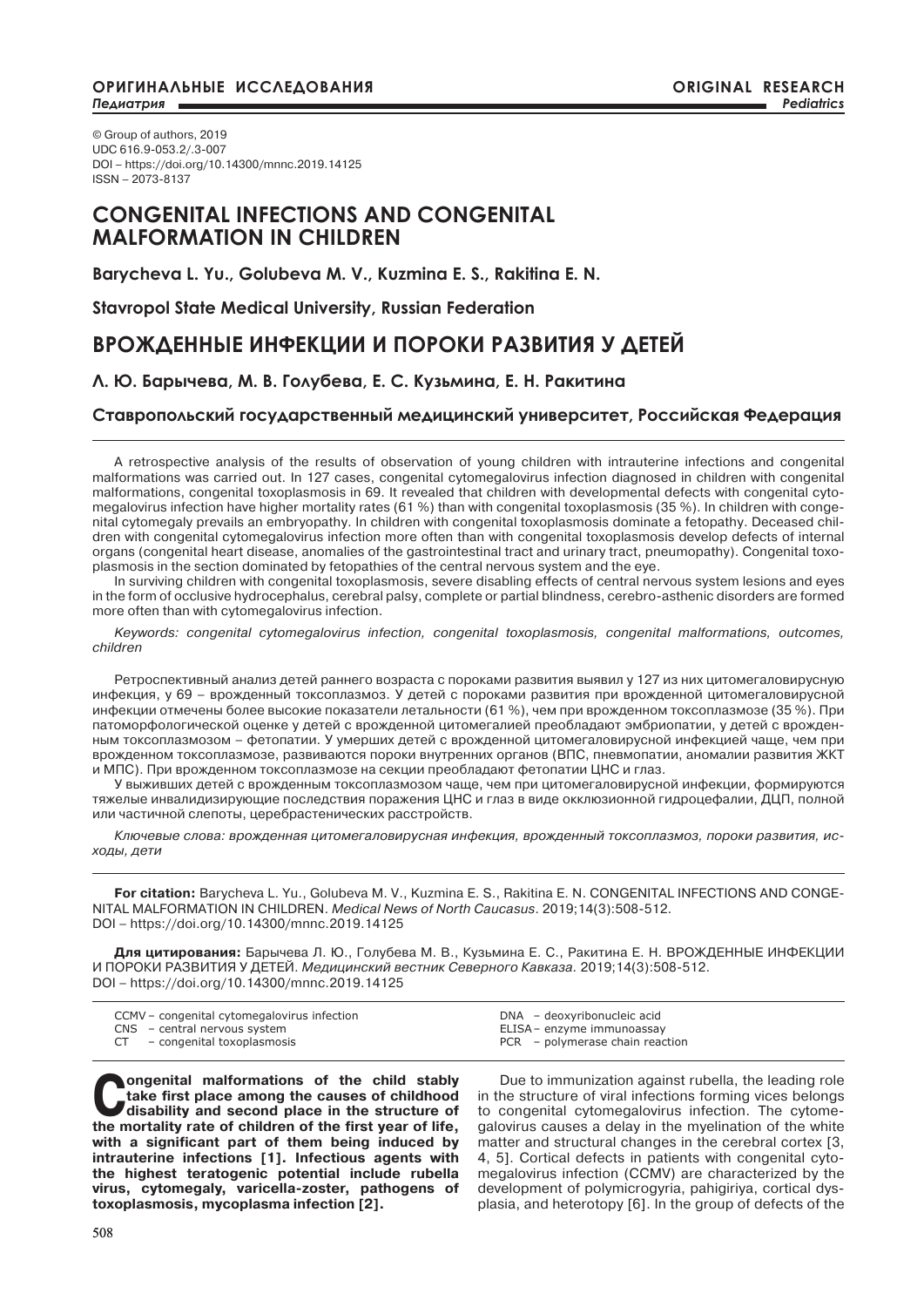ОРИГИНАЛЬНЫЕ ИССЛЕДОВАНИЯ
*Педиатрия*

ORIGINAL RESEARCH
*Pediatrics*

© Group of authors, 2019
UDC 616.9-053.2/.3-007
DOI – https://doi.org/10.14300/mnnc.2019.14125
ISSN – 2073-8137

# CONGENITAL INFECTIONS AND CONGENITAL MALFORMATION IN CHILDREN

**Barycheva L. Yu., Golubeva M. V., Kuzmina E. S., Rakitina E. N.**

**Stavropol State Medical University, Russian Federation**

# ВРОЖДЕННЫЕ ИНФЕКЦИИ И ПОРОКИ РАЗВИТИЯ У ДЕТЕЙ

**Л. Ю. Барычева, М. В. Голубева, Е. С. Кузьмина, Е. Н. Ракитина**

**Ставропольский государственный медицинский университет, Российская Федерация**

A retrospective analysis of the results of observation of young children with intrauterine infections and congenital malformations was carried out. In 127 cases, congenital cytomegalovirus infection diagnosed in children with congenital malformations, congenital toxoplasmosis in 69. It revealed that children with developmental defects with congenital cytomegalovirus infection have higher mortality rates (61 %) than with congenital toxoplasmosis (35 %). In children with congenital cytomegaly prevails an embryopathy. In children with congenital toxoplasmosis dominate a fetopathy. Deceased children with congenital cytomegalovirus infection more often than with congenital toxoplasmosis develop defects of internal organs (congenital heart disease, anomalies of the gastrointestinal tract and urinary tract, pneumopathy). Congenital toxoplasmosis in the section dominated by fetopathies of the central nervous system and the eye.

In surviving children with congenital toxoplasmosis, severe disabling effects of central nervous system lesions and eyes in the form of occlusive hydrocephalus, cerebral palsy, complete or partial blindness, cerebro-asthenic disorders are formed more often than with cytomegalovirus infection.

*Keywords: congenital cytomegalovirus infection, congenital toxoplasmosis, congenital malformations, outcomes, children*

Ретроспективный анализ детей раннего возраста с пороками развития выявил у 127 из них цитомегаловирусную инфекция, у 69 – врожденный токсоплазмоз. У детей с пороками развития при врожденной цитомегаловирусной инфекции отмечены более высокие показатели летальности (61 %), чем при врожденном токсоплазмозе (35 %). При патоморфологической оценке у детей с врожденной цитомегалией преобладают эмбриопатии, у детей с врожденным токсоплазмозом – фетопатии. У умерших детей с врожденной цитомегаловирусной инфекцией чаще, чем при врожденном токсоплазмозе, развиваются пороки внутренних органов (ВПС, пневмопатии, аномалии развития ЖКТ и МПС). При врожденном токсоплазмозе на секции преобладают фетопатии ЦНС и глаз.

У выживших детей с врожденным токсоплазмозом чаще, чем при цитомегаловирусной инфекции, формируются тяжелые инвалидизирующие последствия поражения ЦНС и глаз в виде окклюзионной гидроцефалии, ДЦП, полной или частичной слепоты, церебрастенических расстройств.

*Ключевые слова: врожденная цитомегаловирусная инфекция, врожденный токсоплазмоз, пороки развития, исходы, дети*

**For citation:** Barycheva L. Yu., Golubeva M. V., Kuzmina E. S., Rakitina E. N. CONGENITAL INFECTIONS AND CONGENITAL MALFORMATION IN CHILDREN. *Medical News of North Caucasus*. 2019;14(3):508-512.
DOI – https://doi.org/10.14300/mnnc.2019.14125

**Для цитирования:** Барычева Л. Ю., Голубева М. В., Кузьмина Е. С., Ракитина Е. Н. ВРОЖДЕННЫЕ ИНФЕКЦИИ И ПОРОКИ РАЗВИТИЯ У ДЕТЕЙ. *Медицинский вестник Северного Кавказа.* 2019;14(3):508-512.
DOI – https://doi.org/10.14300/mnnc.2019.14125

CCMV – congenital cytomegalovirus infection
CNS – central nervous system
CT – congenital toxoplasmosis
DNA – deoxyribonucleic acid
ELISA – enzyme immunoassay
PCR – polymerase chain reaction

**Congenital malformations of the child stably take first place among the causes of childhood disability and second place in the structure of the mortality rate of children of the first year of life, with a significant part of them being induced by intrauterine infections [1]. Infectious agents with the highest teratogenic potential include rubella virus, cytomegaly, varicella-zoster, pathogens of toxoplasmosis, mycoplasma infection [2].**

Due to immunization against rubella, the leading role in the structure of viral infections forming vices belongs to congenital cytomegalovirus infection. The cytomegalovirus causes a delay in the myelination of the white matter and structural changes in the cerebral cortex [3, 4, 5]. Cortical defects in patients with congenital cytomegalovirus infection (CCMV) are characterized by the development of polymicrogyria, pahigiriya, cortical dysplasia, and heterotopy [6]. In the group of defects of the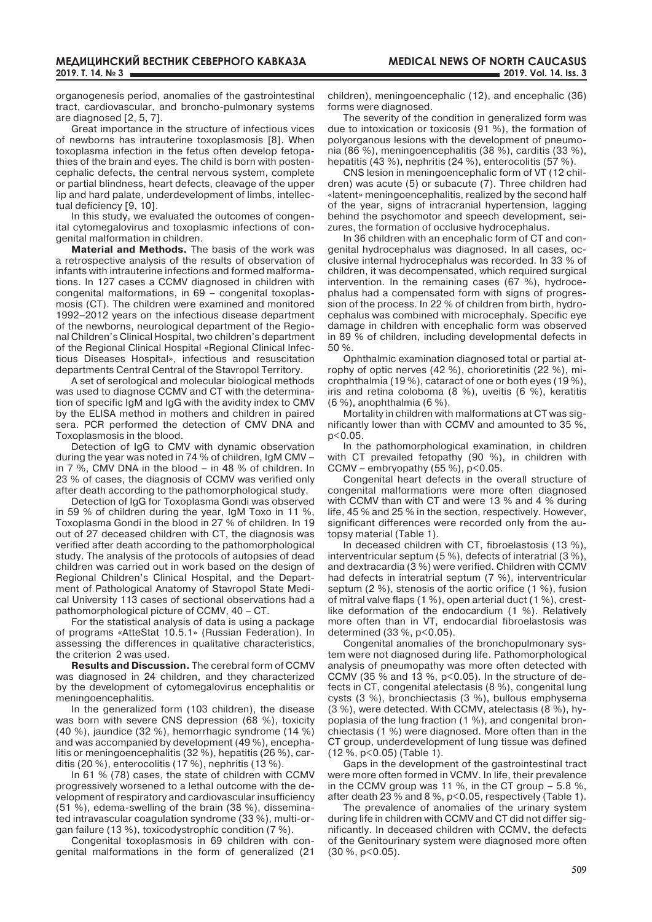organogenesis period, anomalies of the gastrointestinal tract, cardiovascular, and broncho-pulmonary systems are diagnosed [2, 5, 7].

Great importance in the structure of infectious vices of newborns has intrauterine toxoplasmosis [8]. When toxoplasma infection in the fetus often develop fetopathies of the brain and eyes. The child is born with postencephalic defects, the central nervous system, complete or partial blindness, heart defects, cleavage of the upper lip and hard palate, underdevelopment of limbs, intellectual deficiency [9, 10].

In this study, we evaluated the outcomes of congenital cytomegalovirus and toxoplasmic infections of congenital malformation in children.

**Material and Methods.** The basis of the work was a retrospective analysis of the results of observation of infants with intrauterine infections and formed malformations. In 127 cases a CCMV diagnosed in children with congenital malformations, in 69 – congenital toxoplasmosis (CT). The children were examined and monitored 1992–2012 years on the infectious disease department of the newborns, neurological department of the Regional Children's Clinical Hospital, two children's department of the Regional Clinical Hospital «Regional Clinical Infectious Diseases Hospital», infectious and resuscitation departments Central Central of the Stavropol Territory.

A set of serological and molecular biological methods was used to diagnose CCMV and CT with the determination of specific IgM and IgG with the avidity index to CMV by the ELISA method in mothers and children in paired sera. PCR performed the detection of CMV DNA and Toxoplasmosis in the blood.

Detection of IgG to CMV with dynamic observation during the year was noted in 74 % of children, IgM CMV – in 7 %, CMV DNA in the blood – in 48 % of children. In 23 % of cases, the diagnosis of CCMV was verified only after death according to the pathomorphological study.

Detection of IgG for Toxoplasma Gondi was observed in 59 % of children during the year, IgM Toxo in 11 %, Toxoplasma Gondi in the blood in 27 % of children. In 19 out of 27 deceased children with CT, the diagnosis was verified after death according to the pathomorphological study. The analysis of the protocols of autopsies of dead children was carried out in work based on the design of Regional Children's Clinical Hospital, and the Department of Pathological Anatomy of Stavropol State Medical University 113 cases of sectional observations had a pathomorphological picture of CCMV, 40 – CT.

For the statistical analysis of data is using a package of programs «AtteStat 10.5.1» (Russian Federation). In assessing the differences in qualitative characteristics, the criterion 2 was used.

**Results and Discussion.** The cerebral form of CCMV was diagnosed in 24 children, and they characterized by the development of cytomegalovirus encephalitis or meningoencephalitis.

In the generalized form (103 children), the disease was born with severe CNS depression (68 %), toxicity (40 %), jaundice (32 %), hemorrhagic syndrome (14 %) and was accompanied by development (49 %), encephalitis or meningoencephalitis (32 %), hepatitis (26 %), carditis (20 %), enterocolitis (17 %), nephritis (13 %).

In 61 % (78) cases, the state of children with CCMV progressively worsened to a lethal outcome with the development of respiratory and cardiovascular insufficiency (51 %), edema-swelling of the brain (38 %), disseminated intravascular coagulation syndrome (33 %), multi-organ failure (13 %), toxicodystrophic condition (7 %).

Congenital toxoplasmosis in 69 children with congenital malformations in the form of generalized (21 children), meningoencephalic (12), and encephalic (36) forms were diagnosed.

The severity of the condition in generalized form was due to intoxication or toxicosis (91 %), the formation of polyorganous lesions with the development of pneumonia (86 %), meningoencephalitis (38 %), carditis (33 %), hepatitis (43 %), nephritis (24 %), enterocolitis (57 %).

CNS lesion in meningoencephalic form of VT (12 children) was acute (5) or subacute (7). Three children had «latent» meningoencephalitis, realized by the second half of the year, signs of intracranial hypertension, lagging behind the psychomotor and speech development, seizures, the formation of occlusive hydrocephalus.

In 36 children with an encephalic form of CT and congenital hydrocephalus was diagnosed. In all cases, occlusive internal hydrocephalus was recorded. In 33 % of children, it was decompensated, which required surgical intervention. In the remaining cases (67 %), hydrocephalus had a compensated form with signs of progression of the process. In 22 % of children from birth, hydrocephalus was combined with microcephaly. Specific eye damage in children with encephalic form was observed in 89 % of children, including developmental defects in 50 %.

Ophthalmic examination diagnosed total or partial atrophy of optic nerves (42 %), chorioretinitis (22 %), microphthalmia (19 %), cataract of one or both eyes (19 %), iris and retina coloboma (8 %), uveitis (6 %), keratitis (6 %), anophthalmia (6 %).

Mortality in children with malformations at CT was significantly lower than with CCMV and amounted to 35 %, $p<0.05$.

In the pathomorphological examination, in children with CT prevailed fetopathy (90 %), in children with CCMV – embryopathy (55 %), $p<0.05$.

Congenital heart defects in the overall structure of congenital malformations were more often diagnosed with CCMV than with CT and were 13 % and 4 % during life, 45 % and 25 % in the section, respectively. However, significant differences were recorded only from the autopsy material (Table 1).

In deceased children with CT, fibroelastosis (13 %), interventricular septum (5 %), defects of interatrial (3 %), and dextracardia (3 %) were verified. Children with CCMV had defects in interatrial septum (7 %), interventricular septum (2 %), stenosis of the aortic orifice (1 %), fusion of mitral valve flaps (1 %), open arterial duct (1 %), crest-like deformation of the endocardium (1 %). Relatively more often than in VT, endocardial fibroelastosis was determined (33 %, $p<0.05$).

Congenital anomalies of the bronchopulmonary system were not diagnosed during life. Pathomorphological analysis of pneumopathy was more often detected with CCMV (35 % and 13 %, $p<0.05$). In the structure of defects in CT, congenital atelectasis (8 %), congenital lung cysts (3 %), bronchiectasis (3 %), bullous emphysema (3 %), were detected. With CCMV, atelectasis (8 %), hypoplasia of the lung fraction (1 %), and congenital bronchiectasis (1 %) were diagnosed. More often than in the CT group, underdevelopment of lung tissue was defined (12 %, $p<0.05$) (Table 1).

Gaps in the development of the gastrointestinal tract were more often formed in VCMV. In life, their prevalence in the CCMV group was 11 %, in the CT group – 5.8 %, after death 23 % and 8 %, $p<0.05$, respectively (Table 1).

The prevalence of anomalies of the urinary system during life in children with CCMV and CT did not differ significantly. In deceased children with CCMV, the defects of the Genitourinary system were diagnosed more often (30 %, $p<0.05$).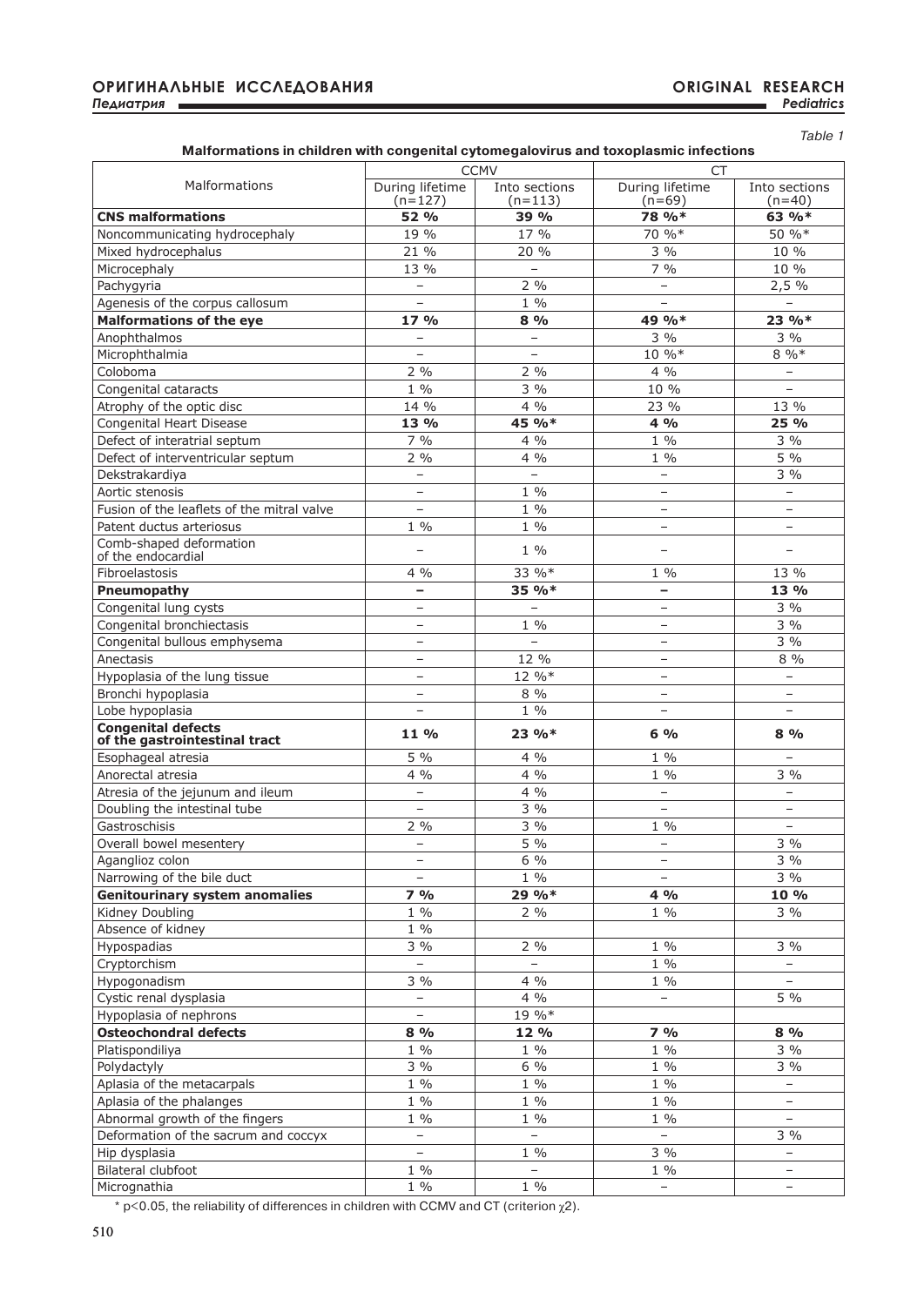*Table 1*

**Malformations in children with congenital cytomegalovirus and toxoplasmic infections**

| Malformations | CCMV | | CT | |
|---|---|---|---|---|
| | During lifetime (n=127) | Into sections (n=113) | During lifetime (n=69) | Into sections (n=40) |
| **CNS malformations** | **52 %** | **39 %** | **78 %*** | **63 %*** |
| Noncommunicating hydrocephaly | 19 % | 17 % | 70 %* | 50 %* |
| Mixed hydrocephalus | 21 % | 20 % | 3 % | 10 % |
| Microcephaly | 13 % | – | 7 % | 10 % |
| Pachygyria | – | 2 % | – | 2,5 % |
| Agenesis of the corpus callosum | – | 1 % | – | – |
| **Malformations of the eye** | **17 %** | **8 %** | **49 %*** | **23 %*** |
| Anophthalmos | – | – | 3 % | 3 % |
| Microphthalmia | – | – | 10 %* | 8 %* |
| Coloboma | 2 % | 2 % | 4 % | – |
| Congenital cataracts | 1 % | 3 % | 10 % | – |
| Atrophy of the optic disc | 14 % | 4 % | 23 % | 13 % |
| Congenital Heart Disease | **13 %** | **45 %*** | **4 %** | **25 %** |
| Defect of interatrial septum | 7 % | 4 % | 1 % | 3 % |
| Defect of interventricular septum | 2 % | 4 % | 1 % | 5 % |
| Dekstrakardiya | – | – | – | 3 % |
| Aortic stenosis | – | 1 % | – | – |
| Fusion of the leaflets of the mitral valve | – | 1 % | – | – |
| Patent ductus arteriosus | 1 % | 1 % | – | – |
| Comb-shaped deformation of the endocardial | – | 1 % | – | – |
| Fibroelastosis | 4 % | 33 %* | 1 % | 13 % |
| **Pneumopathy** | **–** | **35 %*** | **–** | **13 %** |
| Congenital lung cysts | – | – | – | 3 % |
| Congenital bronchiectasis | – | 1 % | – | 3 % |
| Congenital bullous emphysema | – | – | – | 3 % |
| Anectasis | – | 12 % | – | 8 % |
| Hypoplasia of the lung tissue | – | 12 %* | – | – |
| Bronchi hypoplasia | – | 8 % | – | – |
| Lobe hypoplasia | – | 1 % | – | – |
| **Congenital defects of the gastrointestinal tract** | **11 %** | **23 %*** | **6 %** | **8 %** |
| Esophageal atresia | 5 % | 4 % | 1 % | – |
| Anorectal atresia | 4 % | 4 % | 1 % | 3 % |
| Atresia of the jejunum and ileum | – | 4 % | – | – |
| Doubling the intestinal tube | – | 3 % | – | – |
| Gastroschisis | 2 % | 3 % | 1 % | – |
| Overall bowel mesentery | – | 5 % | – | 3 % |
| Aganglioz colon | – | 6 % | – | 3 % |
| Narrowing of the bile duct | – | 1 % | – | 3 % |
| **Genitourinary system anomalies** | **7 %** | **29 %*** | **4 %** | **10 %** |
| Kidney Doubling | 1 % | 2 % | 1 % | 3 % |
| Absence of kidney | 1 % | | | |
| Hypospadias | 3 % | 2 % | 1 % | 3 % |
| Cryptorchism | – | – | 1 % | – |
| Hypogonadism | 3 % | 4 % | 1 % | – |
| Cystic renal dysplasia | – | 4 % | – | 5 % |
| Hypoplasia of nephrons | – | 19 %* | | |
| **Osteochondral defects** | **8 %** | **12 %** | **7 %** | **8 %** |
| Platispondiliya | 1 % | 1 % | 1 % | 3 % |
| Polydactyly | 3 % | 6 % | 1 % | 3 % |
| Aplasia of the metacarpals | 1 % | 1 % | 1 % | – |
| Aplasia of the phalanges | 1 % | 1 % | 1 % | – |
| Abnormal growth of the fingers | 1 % | 1 % | 1 % | – |
| Deformation of the sacrum and coccyx | – | – | – | 3 % |
| Hip dysplasia | – | 1 % | 3 % | – |
| Bilateral clubfoot | 1 % | – | 1 % | – |
| Micrognathia | 1 % | 1 % | – | – |

\* $p<0.05$, the reliability of differences in children with CCMV and CT (criterion $\chi 2$).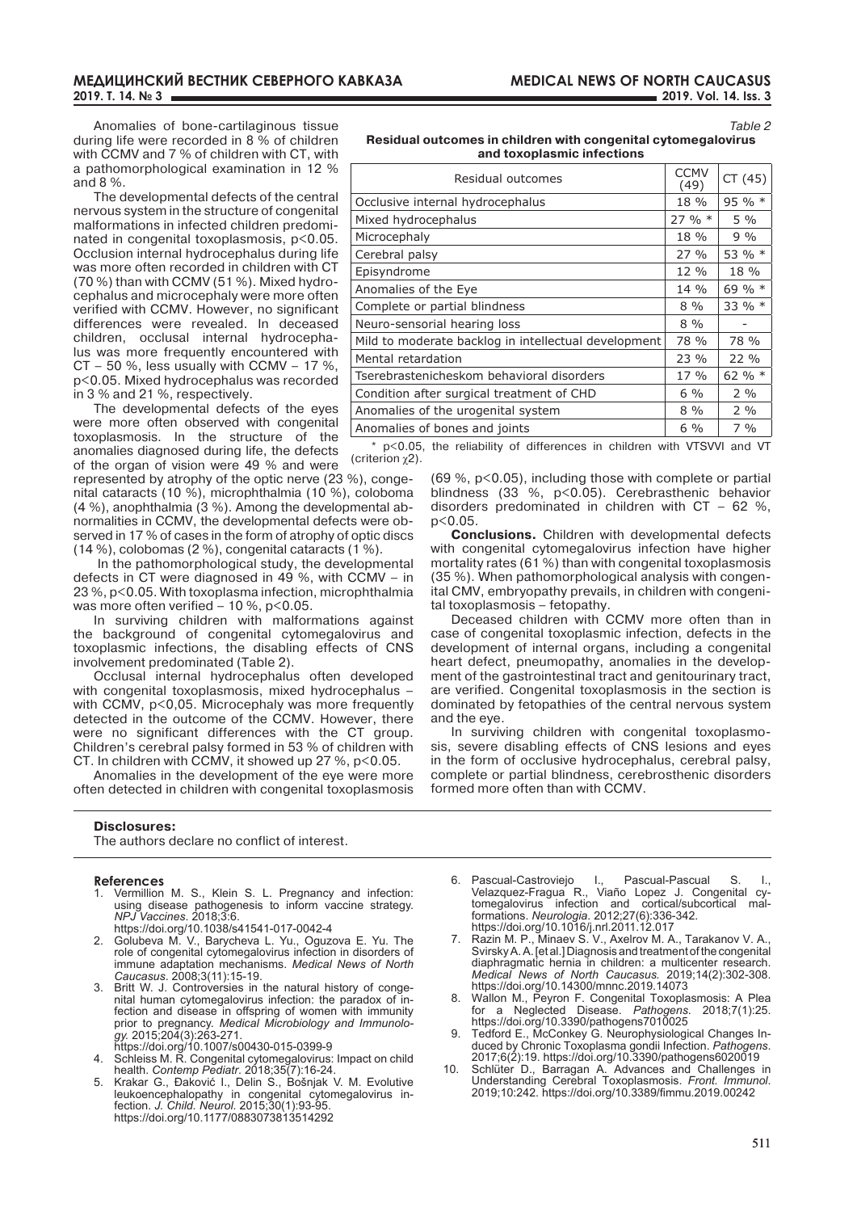Anomalies of bone-cartilaginous tissue during life were recorded in 8 % of children with CCMV and 7 % of children with CT, with a pathomorphological examination in 12 % and 8 %.

The developmental defects of the central nervous system in the structure of congenital malformations in infected children predominated in congenital toxoplasmosis, $p<0.05$. Occlusion internal hydrocephalus during life was more often recorded in children with CT (70 %) than with CCMV (51 %). Mixed hydrocephalus and microcephaly were more often verified with CCMV. However, no significant differences were revealed. In deceased children, occlusal internal hydrocephalus was more frequently encountered with CT – 50 %, less usually with CCMV – 17 %, $p<0.05$. Mixed hydrocephalus was recorded in 3 % and 21 %, respectively.

The developmental defects of the eyes were more often observed with congenital toxoplasmosis. In the structure of the anomalies diagnosed during life, the defects of the organ of vision were 49 % and were represented by atrophy of the optic nerve (23 %), congenital cataracts (10 %), microphthalmia (10 %), coloboma (4 %), anophthalmia (3 %). Among the developmental abnormalities in CCMV, the developmental defects were observed in 17 % of cases in the form of atrophy of optic discs (14 %), colobomas (2 %), congenital cataracts (1 %).

In the pathomorphological study, the developmental defects in CT were diagnosed in 49 %, with CCMV – in 23 %, $p<0.05$. With toxoplasma infection, microphthalmia was more often verified – 10 %, $p<0.05$.

In surviving children with malformations against the background of congenital cytomegalovirus and toxoplasmic infections, the disabling effects of CNS involvement predominated (Table 2).

Occlusal internal hydrocephalus often developed with congenital toxoplasmosis, mixed hydrocephalus – with CCMV, $p<0,05$. Microcephaly was more frequently detected in the outcome of the CCMV. However, there were no significant differences with the CT group. Children's cerebral palsy formed in 53 % of children with CT. In children with CCMV, it showed up 27 %, $p<0.05$.

Anomalies in the development of the eye were more often detected in children with congenital toxoplasmosis (69 %, $p<0.05$), including those with complete or partial blindness (33 %, $p<0.05$). Cerebrasthenic behavior disorders predominated in children with CT – 62 %, $p<0.05$.

*Table 2*

**Residual outcomes in children with congenital cytomegalovirus and toxoplasmic infections**

| Residual outcomes | CCMV (49) | CT (45) |
|---|---|---|
| Occlusive internal hydrocephalus | 18 % | 95 % * |
| Mixed hydrocephalus | 27 % * | 5 % |
| Microcephaly | 18 % | 9 % |
| Cerebral palsy | 27 % | 53 % * |
| Episyndrome | 12 % | 18 % |
| Anomalies of the Eye | 14 % | 69 % * |
| Complete or partial blindness | 8 % | 33 % * |
| Neuro-sensorial hearing loss | 8 % | - |
| Mild to moderate backlog in intellectual development | 78 % | 78 % |
| Mental retardation | 23 % | 22 % |
| Tserebrastenicheskom behavioral disorders | 17 % | 62 % * |
| Condition after surgical treatment of CHD | 6 % | 2 % |
| Anomalies of the urogenital system | 8 % | 2 % |
| Anomalies of bones and joints | 6 % | 7 % |

\* $p<0.05$, the reliability of differences in children with VTSVVI and VT (criterion $\chi 2$).

**Conclusions.** Children with developmental defects with congenital cytomegalovirus infection have higher mortality rates (61 %) than with congenital toxoplasmosis (35 %). When pathomorphological analysis with congenital CMV, embryopathy prevails, in children with congenital toxoplasmosis – fetopathy.

Deceased children with CCMV more often than in case of congenital toxoplasmic infection, defects in the development of internal organs, including a congenital heart defect, pneumopathy, anomalies in the development of the gastrointestinal tract and genitourinary tract, are verified. Congenital toxoplasmosis in the section is dominated by fetopathies of the central nervous system and the eye.

In surviving children with congenital toxoplasmosis, severe disabling effects of CNS lesions and eyes in the form of occlusive hydrocephalus, cerebral palsy, complete or partial blindness, cerebrosthenic disorders formed more often than with CCMV.

**Disclosures:**

The authors declare no conflict of interest.

## References

1. Vermillion M. S., Klein S. L. Pregnancy and infection: using disease pathogenesis to inform vaccine strategy. *NPJ Vaccines*. 2018;3:6. https://doi.org/10.1038/s41541-017-0042-4
2. Golubeva M. V., Barycheva L. Yu., Oguzova E. Yu. The role of congenital cytomegalovirus infection in disorders of immune adaptation mechanisms. *Medical News of North Caucasus*. 2008;3(11):15-19.
3. Britt W. J. Controversies in the natural history of congenital human cytomegalovirus infection: the paradox of infection and disease in offspring of women with immunity prior to pregnancy. *Medical Microbiology and Immunology*. 2015;204(3):263-271. https://doi.org/10.1007/s00430-015-0399-9
4. Schleiss M. R. Congenital cytomegalovirus: Impact on child health. *Contemp Pediatr*. 2018;35(7):16-24.
5. Krakar G., Đaković I., Delin S., Bošnjak V. M. Evolutive leukoencephalopathy in congenital cytomegalovirus infection. *J. Child. Neurol.* 2015;30(1):93-95. https://doi.org/10.1177/0883073813514292
6. Pascual-Castroviejo I., Pascual-Pascual S. I., Velazquez-Fragua R., Viaño Lopez J. Congenital cytomegalovirus infection and cortical/subcortical malformations. *Neurologia*. 2012;27(6):336-342. https://doi.org/10.1016/j.nrl.2011.12.017
7. Razin M. P., Minaev S. V., Axelrov M. A., Tarakanov V. A., Svirsky A. A. [et al.] Diagnosis and treatment of the congenital diaphragmatic hernia in children: a multicenter research. *Medical News of North Caucasus.* 2019;14(2):302-308. https://doi.org/10.14300/mnnc.2019.14073
8. Wallon M., Peyron F. Congenital Toxoplasmosis: A Plea for a Neglected Disease. *Pathogens*. 2018;7(1):25. https://doi.org/10.3390/pathogens7010025
9. Tedford E., McConkey G. Neurophysiological Changes Induced by Chronic Toxoplasma gondii Infection. *Pathogens*. 2017;6(2):19. https://doi.org/10.3390/pathogens6020019
10. Schlüter D., Barragan A. Advances and Challenges in Understanding Cerebral Toxoplasmosis. *Front. Immunol*. 2019;10:242. https://doi.org/10.3389/fimmu.2019.00242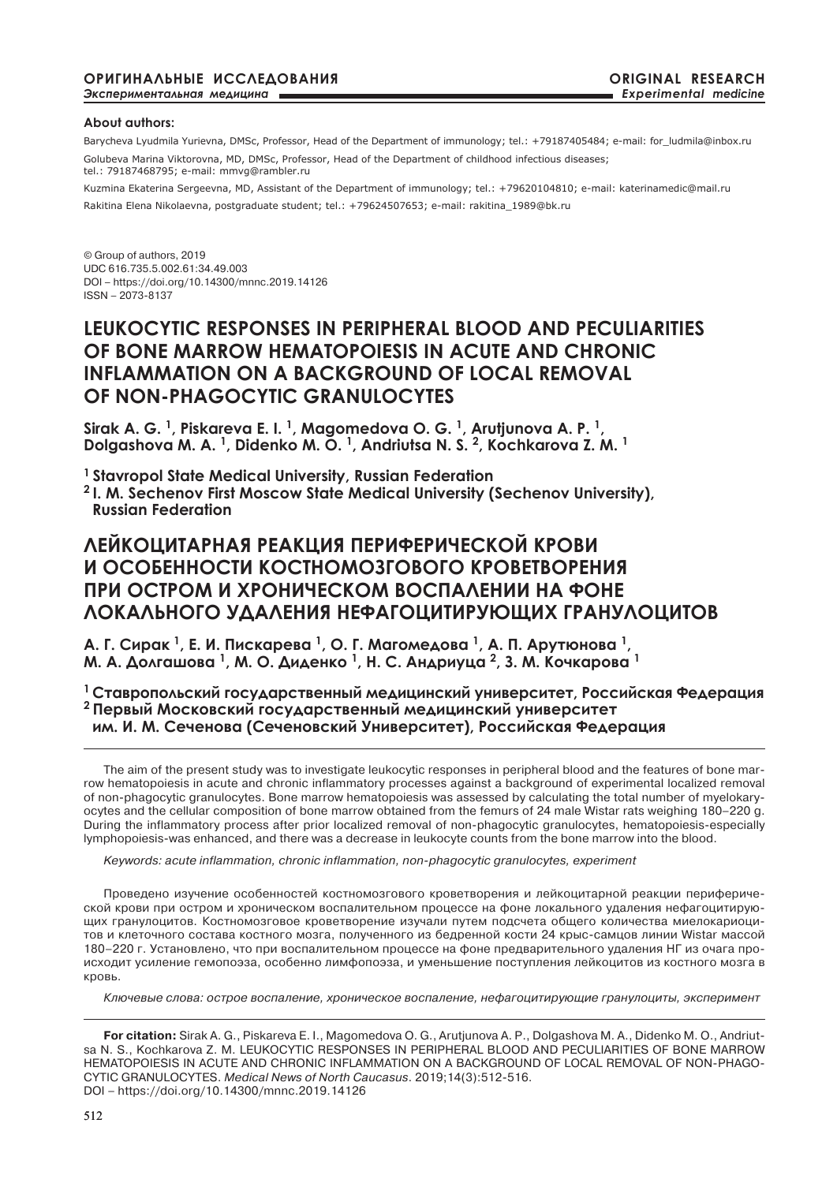**About authors:**

Barycheva Lyudmila Yurievna, DMSc, Professor, Head of the Department of immunology; tel.: +79187405484; e-mail: for_ludmila@inbox.ru

Golubeva Marina Viktorovna, MD, DMSc, Professor, Head of the Department of childhood infectious diseases; tel.: 79187468795; e-mail: mmvg@rambler.ru

Kuzmina Ekaterina Sergeevna, MD, Assistant of the Department of immunology; tel.: +79620104810; e-mail: katerinamedic@mail.ru

Rakitina Elena Nikolaevna, postgraduate student; tel.: +79624507653; e-mail: rakitina_1989@bk.ru

© Group of authors, 2019
UDC 616.735.5.002.61:34.49.003
DOI – https://doi.org/10.14300/mnnc.2019.14126
ISSN – 2073-8137

# LEUKOCYTIC RESPONSES IN PERIPHERAL BLOOD AND PECULIARITIES OF BONE MARROW HEMATOPOIESIS IN ACUTE AND CHRONIC INFLAMMATION ON A BACKGROUND OF LOCAL REMOVAL OF NON-PHAGOCYTIC GRANULOCYTES

**Sirak A. G. [1], Piskareva E. I. [1], Magomedova O. G. [1], Arutjunova A. P. [1], Dolgashova M. A. [1], Didenko M. O. [1], Andriutsa N. S. [2], Kochkarova Z. M. [1]**

**[1] Stavropol State Medical University, Russian Federation**
**[2] I. M. Sechenov First Moscow State Medical University (Sechenov University), Russian Federation**

# ЛЕЙКОЦИТАРНАЯ РЕАКЦИЯ ПЕРИФЕРИЧЕСКОЙ КРОВИ И ОСОБЕННОСТИ КОСТНОМОЗГОВОГО КРОВЕТВОРЕНИЯ ПРИ ОСТРОМ И ХРОНИЧЕСКОМ ВОСПАЛЕНИИ НА ФОНЕ ЛОКАЛЬНОГО УДАЛЕНИЯ НЕФАГОЦИТИРУЮЩИХ ГРАНУЛОЦИТОВ

**А. Г. Сирак [1], Е. И. Пискарева [1], О. Г. Магомедова [1], А. П. Арутюнова [1], М. А. Долгашова [1], М. О. Диденко [1], Н. С. Андриуца [2], З. М. Кочкарова [1]**

**[1] Ставропольский государственный медицинский университет, Российская Федерация**
**[2] Первый Московский государственный медицинский университет им. И. М. Сеченова (Сеченовский Университет), Российская Федерация**

The aim of the present study was to investigate leukocytic responses in peripheral blood and the features of bone marrow hematopoiesis in acute and chronic inflammatory processes against a background of experimental localized removal of non-phagocytic granulocytes. Bone marrow hematopoiesis was assessed by calculating the total number of myelokaryocytes and the cellular composition of bone marrow obtained from the femurs of 24 male Wistar rats weighing 180–220 g. During the inflammatory process after prior localized removal of non-phagocytic granulocytes, hematopoiesis-especially lymphopoiesis-was enhanced, and there was a decrease in leukocyte counts from the bone marrow into the blood.

*Keywords: acute inflammation, chronic inflammation, non-phagocytic granulocytes, experiment*

Проведено изучение особенностей костномозгового кроветворения и лейкоцитарной реакции периферической крови при остром и хроническом воспалительном процессе на фоне локального удаления нефагоцитирующих гранулоцитов. Костномозговое кроветворение изучали путем подсчета общего количества миелокариоцитов и клеточного состава костного мозга, полученного из бедренной кости 24 крыс-самцов линии Wistar массой 180–220 г. Установлено, что при воспалительном процессе на фоне предварительного удаления НГ из очага происходит усиление гемопоэза, особенно лимфопоэза, и уменьшение поступления лейкоцитов из костного мозга в кровь.

*Ключевые слова: острое воспаление, хроническое воспаление, нефагоцитирующие гранулоциты, эксперимент*

**For citation:** Sirak A. G., Piskareva E. I., Magomedova O. G., Arutjunova A. P., Dolgashova M. A., Didenko M. O., Andriutsa N. S., Kochkarova Z. M. LEUKOCYTIC RESPONSES IN PERIPHERAL BLOOD AND PECULIARITIES OF BONE MARROW HEMATOPOIESIS IN ACUTE AND CHRONIC INFLAMMATION ON A BACKGROUND OF LOCAL REMOVAL OF NON-PHAGOCYTIC GRANULOCYTES. *Medical News of North Caucasus*. 2019;14(3):512-516.
DOI – https://doi.org/10.14300/mnnc.2019.14126